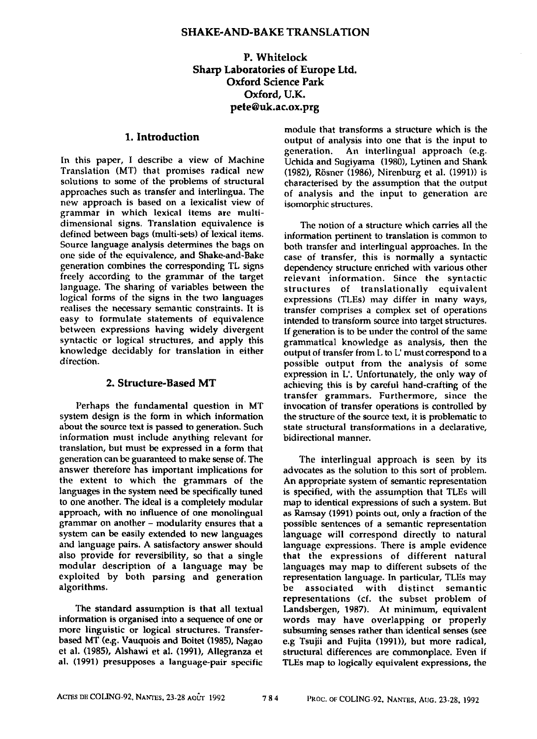# SHAKE-AND-BAKE TRANSLATION

**P. Whitelock**
**Sharp Laboratories of Europe Ltd.**
**Oxford Science Park**
**Oxford, U.K.**
**pete@uk.ac.ox.prg**

## 1. Introduction

In this paper, I describe a view of Machine Translation (MT) that promises radical new solutions to some of the problems of structural approaches such as transfer and interlingua. The new approach is based on a lexicalist view of grammar in which lexical items are multi-dimensional signs. Translation equivalence is defined between bags (multi-sets) of lexical items. Source language analysis determines the bags on one side of the equivalence, and Shake-and-Bake generation combines the corresponding TL signs freely according to the grammar of the target language. The sharing of variables between the logical forms of the signs in the two languages realises the necessary semantic constraints. It is easy to formulate statements of equivalence between expressions having widely divergent syntactic or logical structures, and apply this knowledge decidably for translation in either direction.

## 2. Structure-Based MT

Perhaps the fundamental question in MT system design is the form in which information about the source text is passed to generation. Such information must include anything relevant for translation, but must be expressed in a form that generation can be guaranteed to make sense of. The answer therefore has important implications for the extent to which the grammars of the languages in the system need be specifically tuned to one another. The ideal is a completely modular approach, with no influence of one monolingual grammar on another – modularity ensures that a system can be easily extended to new languages and language pairs. A satisfactory answer should also provide for reversibility, so that a single modular description of a language may be exploited by both parsing and generation algorithms.

The standard assumption is that all textual information is organised into a sequence of one or more linguistic or logical structures. Transfer-based MT (e.g. Vauquois and Boitet (1985), Nagao et al. (1985), Alshawi et al. (1991), Allegranza et al. (1991) presupposes a language-pair specific module that transforms a structure which is the output of analysis into one that is the input to generation. An interlingual approach (e.g. Uchida and Sugiyama (1980), Lytinen and Shank (1982), Rösner (1986), Nirenburg et al. (1991)) is characterised by the assumption that the output of analysis and the input to generation are isomorphic structures.

The notion of a structure which carries all the information pertinent to translation is common to both transfer and interlingual approaches. In the case of transfer, this is normally a syntactic dependency structure enriched with various other relevant information. Since the syntactic structures of translationally equivalent expressions (TLEs) may differ in many ways, transfer comprises a complex set of operations intended to transform source into target structures. If generation is to be under the control of the same grammatical knowledge as analysis, then the output of transfer from L to L' must correspond to a possible output from the analysis of some expression in L'. Unfortunately, the only way of achieving this is by careful hand-crafting of the transfer grammars. Furthermore, since the invocation of transfer operations is controlled by the structure of the source text, it is problematic to state structural transformations in a declarative, bidirectional manner.

The interlingual approach is seen by its advocates as the solution to this sort of problem. An appropriate system of semantic representation is specified, with the assumption that TLEs will map to identical expressions of such a system. But as Ramsay (1991) points out, only a fraction of the possible sentences of a semantic representation language will correspond directly to natural language expressions. There is ample evidence that the expressions of different natural languages may map to different subsets of the representation language. In particular, TLEs may be associated with distinct semantic representations (cf. the subset problem of Landsbergen, 1987). At minimum, equivalent words may have overlapping or properly subsuming senses rather than identical senses (see e.g Tsujii and Fujita (1991)), but more radical, structural differences are commonplace. Even if TLEs map to logically equivalent expressions, the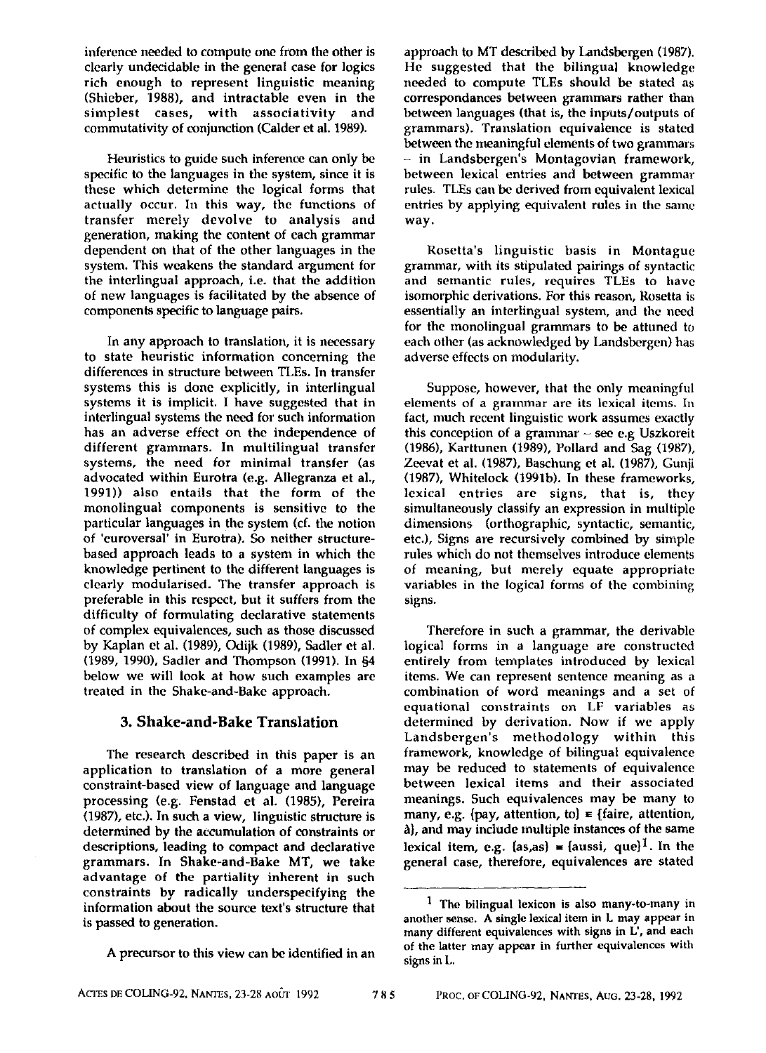inference needed to compute one from the other is clearly undecidable in the general case for logics rich enough to represent linguistic meaning (Shieber, 1988), and intractable even in the simplest cases, with associativity and commutativity of conjunction (Calder et al. 1989).

Heuristics to guide such inference can only be specific to the languages in the system, since it is these which determine the logical forms that actually occur. In this way, the functions of transfer merely devolve to analysis and generation, making the content of each grammar dependent on that of the other languages in the system. This weakens the standard argument for the interlingual approach, i.e. that the addition of new languages is facilitated by the absence of components specific to language pairs.

In any approach to translation, it is necessary to state heuristic information concerning the differences in structure between TLEs. In transfer systems this is done explicitly, in interlingual systems it is implicit. I have suggested that in interlingual systems the need for such information has an adverse effect on the independence of different grammars. In multilingual transfer systems, the need for minimal transfer (as advocated within Eurotra (e.g. Allegranza et al., 1991)) also entails that the form of the monolingual components is sensitive to the particular languages in the system (cf. the notion of 'euroversal' in Eurotra). So neither structure-based approach leads to a system in which the knowledge pertinent to the different languages is clearly modularised. The transfer approach is preferable in this respect, but it suffers from the difficulty of formulating declarative statements of complex equivalences, such as those discussed by Kaplan et al. (1989), Odijk (1989), Sadler et al. (1989, 1990), Sadler and Thompson (1991). In §4 below we will look at how such examples are treated in the Shake-and-Bake approach.

## 3. Shake-and-Bake Translation

The research described in this paper is an application to translation of a more general constraint-based view of language and language processing (e.g. Fenstad et al. (1985), Pereira (1987), etc.). In such a view, linguistic structure is determined by the accumulation of constraints or descriptions, leading to compact and declarative grammars. In Shake-and-Bake MT, we take advantage of the partiality inherent in such constraints by radically underspecifying the information about the source text's structure that is passed to generation.

A precursor to this view can be identified in an approach to MT described by Landsbergen (1987). He suggested that the bilingual knowledge needed to compute TLEs should be stated as correspondances between grammars rather than between languages (that is, the inputs/outputs of grammars). Translation equivalence is stated between the meaningful elements of two grammars – in Landsbergen's Montagovian framework, between lexical entries and between grammar rules. TLEs can be derived from equivalent lexical entries by applying equivalent rules in the same way.

Rosetta's linguistic basis in Montague grammar, with its stipulated pairings of syntactic and semantic rules, requires TLEs to have isomorphic derivations. For this reason, Rosetta is essentially an interlingual system, and the need for the monolingual grammars to be attuned to each other (as acknowledged by Landsbergen) has adverse effects on modularity.

Suppose, however, that the only meaningful elements of a grammar are its lexical items. In fact, much recent linguistic work assumes exactly this conception of a grammar – see e.g Uszkoreit (1986), Karttunen (1989), Pollard and Sag (1987), Zeevat et al. (1987), Baschung et al. (1987), Gunji (1987), Whitelock (1991b). In these frameworks, lexical entries are signs, that is, they simultaneously classify an expression in multiple dimensions (orthographic, syntactic, semantic, etc.), Signs are recursively combined by simple rules which do not themselves introduce elements of meaning, but merely equate appropriate variables in the logical forms of the combining signs.

Therefore in such a grammar, the derivable logical forms in a language are constructed entirely from templates introduced by lexical items. We can represent sentence meaning as a combination of word meanings and a set of equational constraints on LF variables as determined by derivation. Now if we apply Landsbergen's methodology within this framework, knowledge of bilingual equivalence may be reduced to statements of equivalence between lexical items and their associated meanings. Such equivalences may be many to many, e.g. {pay, attention, to} ≡ {faire, attention, à}, and may include multiple instances of the same lexical item, e.g. {as,as} ≡ {aussi, que}[1]. In the general case, therefore, equivalences are stated

[1] The bilingual lexicon is also many-to-many in another sense. A single lexical item in L may appear in many different equivalences with signs in L', and each of the latter may appear in further equivalences with signs in L.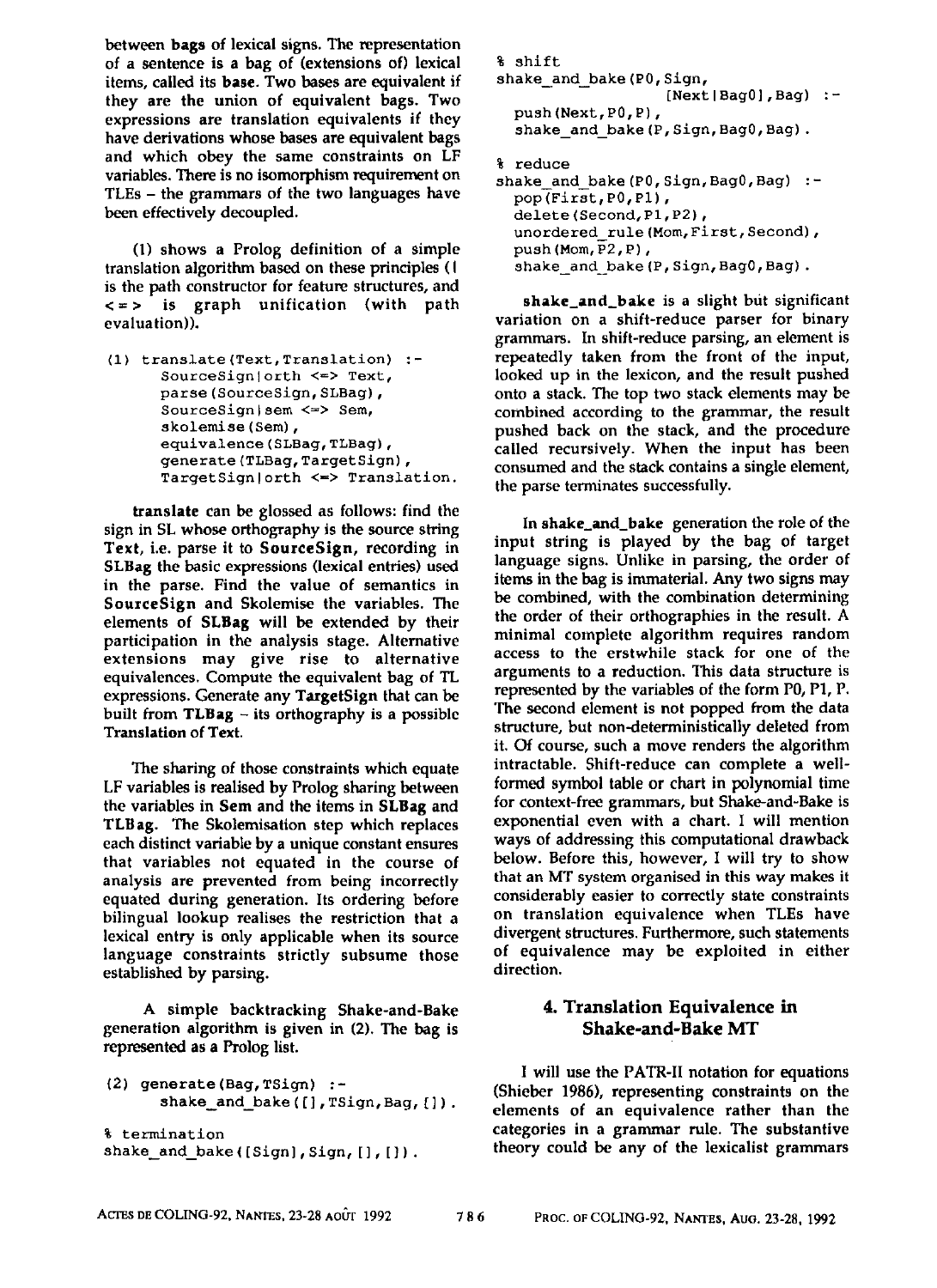between **bags** of lexical signs. The representation of a sentence is a bag of (extensions of) lexical items, called its **base**. Two bases are equivalent if they are the union of equivalent bags. Two expressions are translation equivalents if they have derivations whose bases are equivalent bags and which obey the same constraints on LF variables. There is no isomorphism requirement on TLEs – the grammars of the two languages have been effectively decoupled.

(1) shows a Prolog definition of a simple translation algorithm based on these principles ( | is the path constructor for feature structures, and <=> is graph unification (with path evaluation)).

```
(1) translate(Text,Translation) :-
      SourceSign|orth <=> Text,
      parse(SourceSign,SLBag),
      SourceSign|sem <=> Sem,
      skolemise(Sem),
      equivalence(SLBag,TLBag),
      generate(TLBag,TargetSign),
      TargetSign|orth <=> Translation.
```

**translate** can be glossed as follows: find the sign in SL whose orthography is the source string **Text**, i.e. parse it to **SourceSign**, recording in **SLBag** the basic expressions (lexical entries) used in the parse. Find the value of semantics in **SourceSign** and Skolemise the variables. The elements of **SLBag** will be extended by their participation in the analysis stage. Alternative extensions may give rise to alternative equivalences. Compute the equivalent bag of TL expressions. Generate any **TargetSign** that can be built from **TLBag** – its orthography is a possible **Translation** of **Text**.

The sharing of those constraints which equate LF variables is realised by Prolog sharing between the variables in **Sem** and the items in **SLBag** and **TLBag**. The Skolemisation step which replaces each distinct variable by a unique constant ensures that variables not equated in the course of analysis are prevented from being incorrectly equated during generation. Its ordering before bilingual lookup realises the restriction that a lexical entry is only applicable when its source language constraints strictly subsume those established by parsing.

A simple backtracking Shake-and-Bake generation algorithm is given in (2). The bag is represented as a Prolog list.

```
(2) generate(Bag,TSign) :-
      shake_and_bake([],TSign,Bag,[]).

% termination
shake_and_bake([Sign],Sign,[],[]).

% shift
shake_and_bake(P0,Sign,
               [Next|Bag0],Bag) :-
  push(Next,P0,P),
  shake_and_bake(P,Sign,Bag0,Bag).

% reduce
shake_and_bake(P0,Sign,Bag0,Bag) :-
  pop(First,P0,P1),
  delete(Second,P1,P2),
  unordered_rule(Mom,First,Second),
  push(Mom,P2,P),
  shake_and_bake(P,Sign,Bag0,Bag).
```

**shake_and_bake** is a slight but significant variation on a shift-reduce parser for binary grammars. In shift-reduce parsing, an element is repeatedly taken from the front of the input, looked up in the lexicon, and the result pushed onto a stack. The top two stack elements may be combined according to the grammar, the result pushed back on the stack, and the procedure called recursively. When the input has been consumed and the stack contains a single element, the parse terminates successfully.

In **shake_and_bake** generation the role of the input string is played by the bag of target language signs. Unlike in parsing, the order of items in the bag is immaterial. Any two signs may be combined, with the combination determining the order of their orthographies in the result. A minimal complete algorithm requires random access to the erstwhile stack for one of the arguments to a reduction. This data structure is represented by the variables of the form P0, P1, P. The second element is not popped from the data structure, but non-deterministically deleted from it. Of course, such a move renders the algorithm intractable. Shift-reduce can complete a well-formed symbol table or chart in polynomial time for context-free grammars, but Shake-and-Bake is exponential even with a chart. I will mention ways of addressing this computational drawback below. Before this, however, I will try to show that an MT system organised in this way makes it considerably easier to correctly state constraints on translation equivalence when TLEs have divergent structures. Furthermore, such statements of equivalence may be exploited in either direction.

## 4. Translation Equivalence in Shake-and-Bake MT

I will use the PATR-II notation for equations (Shieber 1986), representing constraints on the elements of an equivalence rather than the categories in a grammar rule. The substantive theory could be any of the lexicalist grammars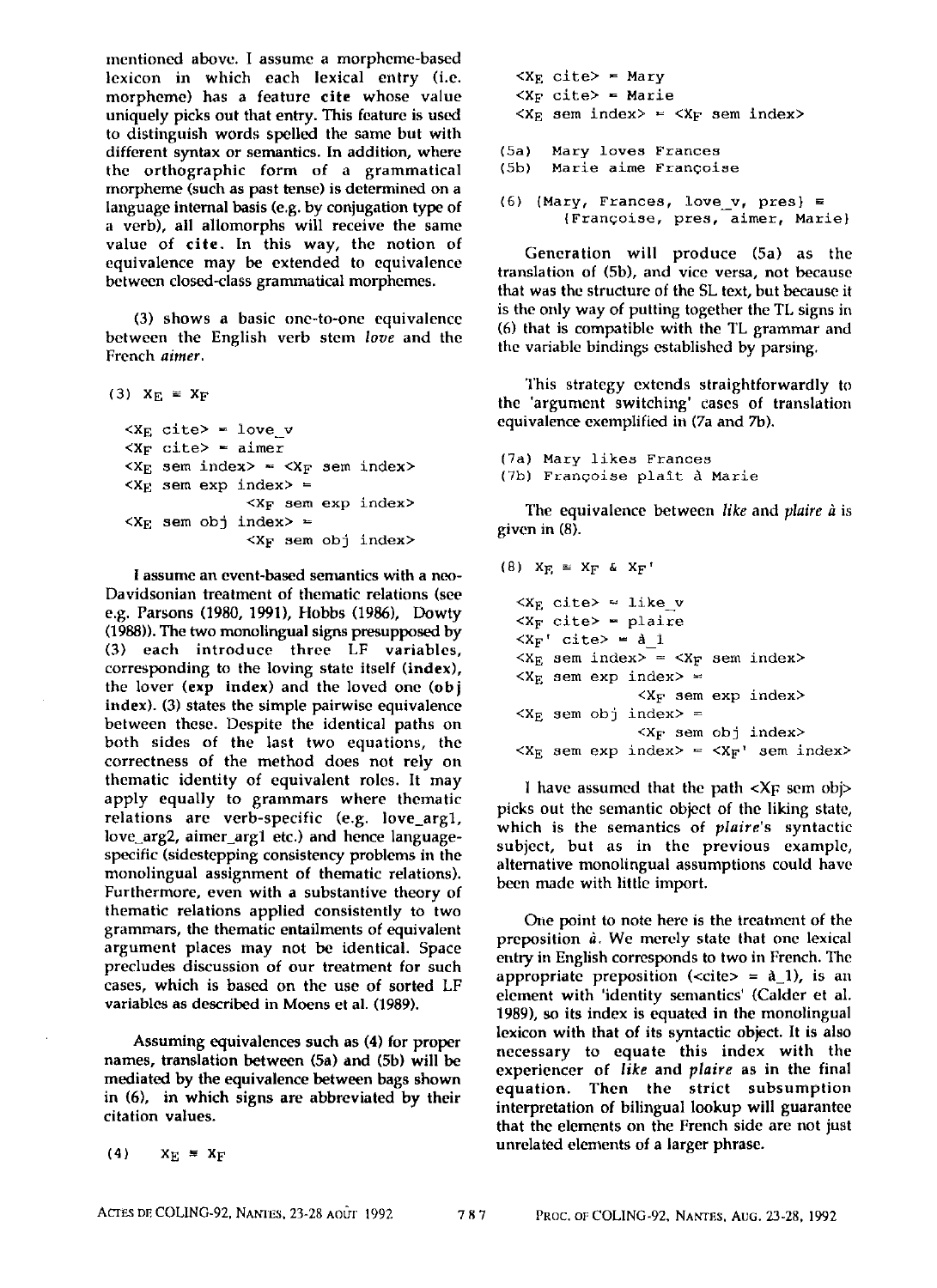mentioned above. I assume a morpheme-based lexicon in which each lexical entry (i.e. morpheme) has a feature **cite** whose value uniquely picks out that entry. This feature is used to distinguish words spelled the same but with different syntax or semantics. In addition, where the orthographic form of a grammatical morpheme (such as past tense) is determined on a language internal basis (e.g. by conjugation type of a verb), all allomorphs will receive the same value of **cite**. In this way, the notion of equivalence may be extended to equivalence between closed-class grammatical morphemes.

(3) shows a basic one-to-one equivalence between the English verb stem *love* and the French *aimer*.

```
(3) X_E ≡ X_F

  <X_E cite> = love_v
  <X_F cite> = aimer
  <X_E sem index> = <X_F sem index>
  <X_E sem exp index> =
                <X_F sem exp index>
  <X_E sem obj index> =
                <X_F sem obj index>
```

I assume an event-based semantics with a neo-Davidsonian treatment of thematic relations (see e.g. Parsons (1980, 1991), Hobbs (1986), Dowty (1988)). The two monolingual signs presupposed by (3) each introduce three LF variables, corresponding to the loving state itself (**index**), the lover (**exp index**) and the loved one (**obj index**). (3) states the simple pairwise equivalence between these. Despite the identical paths on both sides of the last two equations, the correctness of the method does not rely on thematic identity of equivalent roles. It may apply equally to grammars where thematic relations are verb-specific (e.g. love_arg1, love_arg2, aimer_arg1 etc.) and hence language-specific (sidestepping consistency problems in the monolingual assignment of thematic relations). Furthermore, even with a substantive theory of thematic relations applied consistently to two grammars, the thematic entailments of equivalent argument places may not be identical. Space precludes discussion of our treatment for such cases, which is based on the use of sorted LF variables as described in Moens et al. (1989).

Assuming equivalences such as (4) for proper names, translation between (5a) and (5b) will be mediated by the equivalence between bags shown in (6), in which signs are abbreviated by their citation values.

```
(4)    X_E ≡ X_F

  <X_E cite> = Mary
  <X_F cite> = Marie
  <X_E sem index> = <X_F sem index>

(5a)  Mary loves Frances
(5b)  Marie aime Françoise

(6) {Mary, Frances, love_v, pres} ≡
       {Françoise, pres, aimer, Marie}
```

Generation will produce (5a) as the translation of (5b), and vice versa, not because that was the structure of the SL text, but because it is the only way of putting together the TL signs in (6) that is compatible with the TL grammar and the variable bindings established by parsing.

This strategy extends straightforwardly to the 'argument switching' cases of translation equivalence exemplified in (7a and 7b).

```
(7a) Mary likes Frances
(7b) Françoise plaît à Marie
```

The equivalence between *like* and *plaire à* is given in (8).

```
(8) X_E ≡ X_F & X_F'

  <X_E cite> = like_v
  <X_F cite> = plaire
  <X_F' cite> = à_1
  <X_E sem index> = <X_F sem index>
  <X_E sem exp index> =
                <X_F sem exp index>
  <X_E sem obj index> =
                <X_F sem obj index>
  <X_E sem exp index> = <X_F' sem index>
```

I have assumed that the path <$X_F$ sem obj> picks out the semantic object of the liking state, which is the semantics of *plaire*'s syntactic subject, but as in the previous example, alternative monolingual assumptions could have been made with little import.

One point to note here is the treatment of the preposition *à*. We merely state that one lexical entry in English corresponds to two in French. The appropriate preposition (<cite> = à_1), is an element with 'identity semantics' (Calder et al. 1989), so its index is equated in the monolingual lexicon with that of its syntactic object. It is also necessary to equate this index with the experiencer of *like* and *plaire* as in the final equation. Then the strict subsumption interpretation of bilingual lookup will guarantee that the elements on the French side are not just unrelated elements of a larger phrase.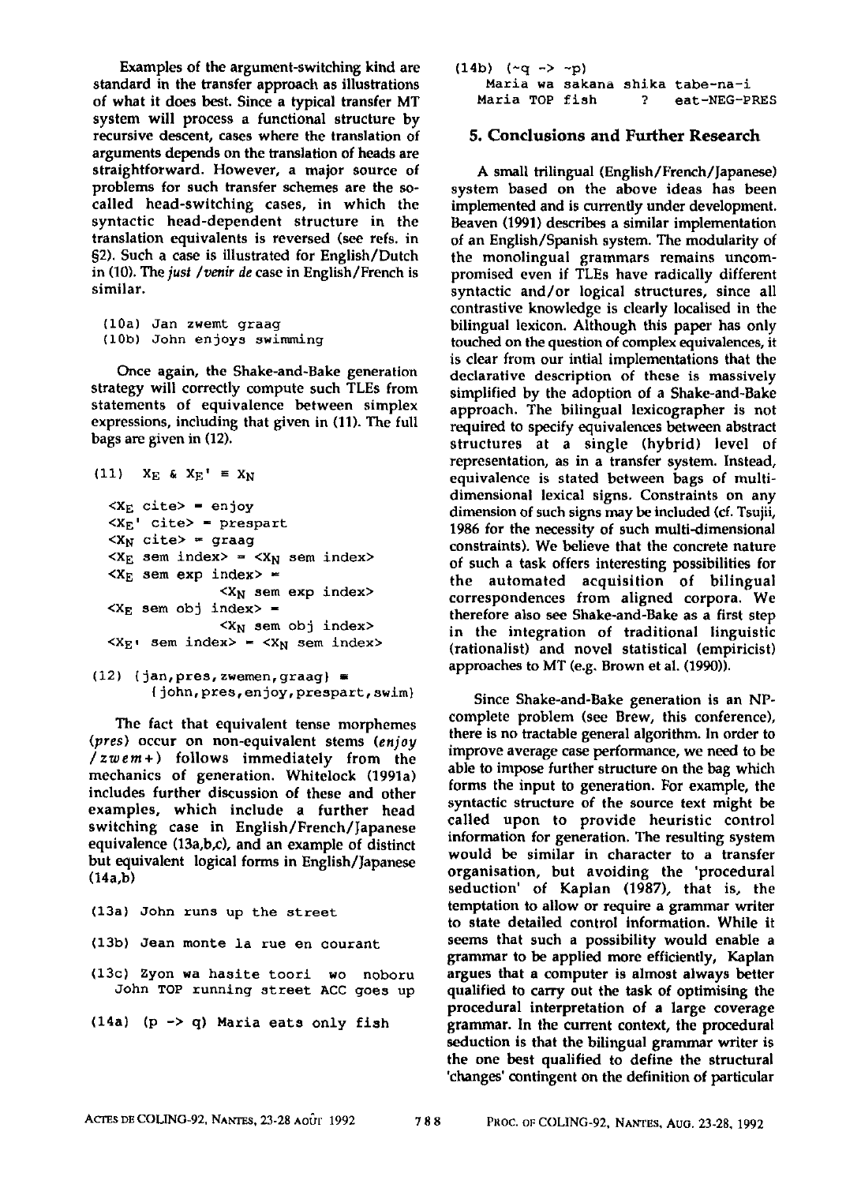Examples of the argument-switching kind are standard in the transfer approach as illustrations of what it does best. Since a typical transfer MT system will process a functional structure by recursive descent, cases where the translation of arguments depends on the translation of heads are straightforward. However, a major source of problems for such transfer schemes are the so-called head-switching cases, in which the syntactic head-dependent structure in the translation equivalents is reversed (see refs. in §2). Such a case is illustrated for English/Dutch in (10). The *just / venir de* case in English/French is similar.

```
(10a) Jan zwemt graag
(10b) John enjoys swimming
```

Once again, the Shake-and-Bake generation strategy will correctly compute such TLEs from statements of equivalence between simplex expressions, including that given in (11). The full bags are given in (12).

```
(11)  X_E & X_E' ≡ X_N

  <X_E cite> = enjoy
  <X_E' cite> = prespart
  <X_N cite> = graag
  <X_E sem index> = <X_N sem index>
  <X_E sem exp index> =
               <X_N sem exp index>
  <X_E sem obj index> =
               <X_N sem obj index>
  <X_E' sem index> = <X_N sem index>

(12) {jan,pres,zwemen,graag} ≡
       {john,pres,enjoy,prespart,swim}
```

The fact that equivalent tense morphemes (*pres*) occur on non-equivalent stems (*enjoy / zwem+*) follows immediately from the mechanics of generation. Whitelock (1991a) includes further discussion of these and other examples, which include a further head switching case in English/French/Japanese equivalence (13a,b,c), and an example of distinct but equivalent logical forms in English/Japanese (14a,b)

```
(13a) John runs up the street

(13b) Jean monte la rue en courant

(13c) Zyon wa hasite toori  wo  noboru
   John TOP running street ACC goes up

(14a) (p -> q) Maria eats only fish

(14b) (~q -> ~p)
   Maria wa sakana shika tabe-na-i
   Maria TOP fish     ?    eat-NEG-PRES
```

## 5. Conclusions and Further Research

A small trilingual (English/French/Japanese) system based on the above ideas has been implemented and is currently under development. Beaven (1991) describes a similar implementation of an English/Spanish system. The modularity of the monolingual grammars remains uncompromised even if TLEs have radically different syntactic and/or logical structures, since all contrastive knowledge is clearly localised in the bilingual lexicon. Although this paper has only touched on the question of complex equivalences, it is clear from our intial implementations that the declarative description of these is massively simplified by the adoption of a Shake-and-Bake approach. The bilingual lexicographer is not required to specify equivalences between abstract structures at a single (hybrid) level of representation, as in a transfer system. Instead, equivalence is stated between bags of multi-dimensional lexical signs. Constraints on any dimension of such signs may be included (cf. Tsujii, 1986 for the necessity of such multi-dimensional constraints). We believe that the concrete nature of such a task offers interesting possibilities for the automated acquisition of bilingual correspondences from aligned corpora. We therefore also see Shake-and-Bake as a first step in the integration of traditional linguistic (rationalist) and novel statistical (empiricist) approaches to MT (e.g. Brown et al. (1990)).

Since Shake-and-Bake generation is an NP-complete problem (see Brew, this conference), there is no tractable general algorithm. In order to improve average case performance, we need to be able to impose further structure on the bag which forms the input to generation. For example, the syntactic structure of the source text might be called upon to provide heuristic control information for generation. The resulting system would be similar in character to a transfer organisation, but avoiding the 'procedural seduction' of Kaplan (1987), that is, the temptation to allow or require a grammar writer to state detailed control information. While it seems that such a possibility would enable a grammar to be applied more efficiently, Kaplan argues that a computer is almost always better qualified to carry out the task of optimising the procedural interpretation of a large coverage grammar. In the current context, the procedural seduction is that the bilingual grammar writer is the one best qualified to define the structural 'changes' contingent on the definition of particular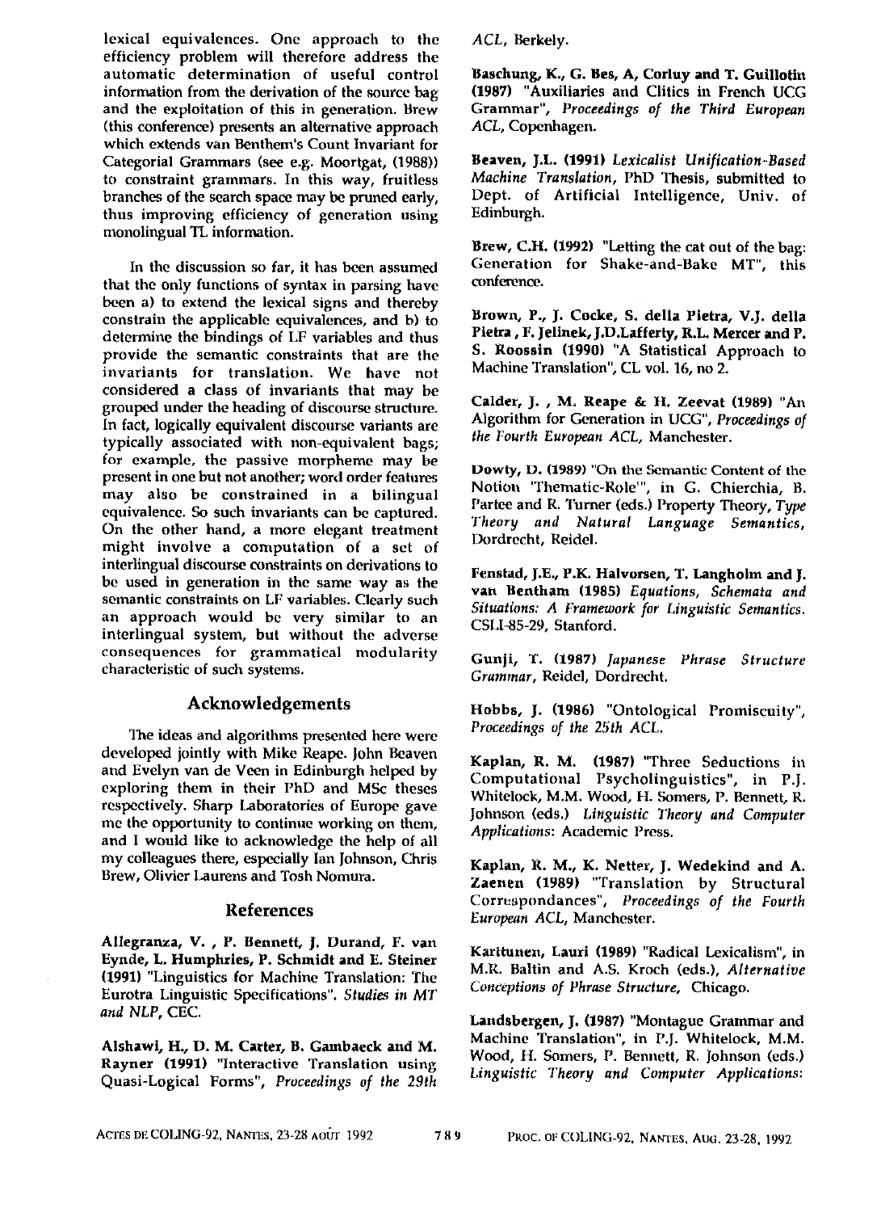lexical equivalences. One approach to the efficiency problem will therefore address the automatic determination of useful control information from the derivation of the source bag and the exploitation of this in generation. Brew (this conference) presents an alternative approach which extends van Benthem's Count Invariant for Categorial Grammars (see e.g. Moortgat, (1988)) to constraint grammars. In this way, fruitless branches of the search space may be pruned early, thus improving efficiency of generation using monolingual TL information.

In the discussion so far, it has been assumed that the only functions of syntax in parsing have been a) to extend the lexical signs and thereby constrain the applicable equivalences, and b) to determine the bindings of LF variables and thus provide the semantic constraints that are the invariants for translation. We have not considered a class of invariants that may be grouped under the heading of discourse structure. In fact, logically equivalent discourse variants are typically associated with non-equivalent bags; for example, the passive morpheme may be present in one but not another; word order features may also be constrained in a bilingual equivalence. So such invariants can be captured. On the other hand, a more elegant treatment might involve a computation of a set of interlingual discourse constraints on derivations to be used in generation in the same way as the semantic constraints on LF variables. Clearly such an approach would be very similar to an interlingual system, but without the adverse consequences for grammatical modularity characteristic of such systems.

## Acknowledgements

The ideas and algorithms presented here were developed jointly with Mike Reape. John Beaven and Evelyn van de Veen in Edinburgh helped by exploring them in their PhD and MSc theses respectively. Sharp Laboratories of Europe gave me the opportunity to continue working on them, and I would like to acknowledge the help of all my colleagues there, especially Ian Johnson, Chris Brew, Olivier Laurens and Tosh Nomura.

## References

**Allegranza, V. , P. Bennett, J. Durand, F. van Eynde, L. Humphries, P. Schmidt and E. Steiner (1991)** "Linguistics for Machine Translation: The Eurotra Linguistic Specifications". *Studies in MT and NLP*, CEC.

**Alshawi, H., D. M. Carter, B. Gambaeck and M. Rayner (1991)** "Interactive Translation using Quasi-Logical Forms", *Proceedings of the 29th ACL*, Berkely.

**Baschung, K., G. Bes, A, Corluy and T. Guillotin (1987)** "Auxiliaries and Clitics in French UCG Grammar", *Proceedings of the Third European ACL*, Copenhagen.

**Beaven, J.L. (1991)** *Lexicalist Unification-Based Machine Translation*, PhD Thesis, submitted to Dept. of Artificial Intelligence, Univ. of Edinburgh.

**Brew, C.H. (1992)** "Letting the cat out of the bag: Generation for Shake-and-Bake MT", this conference.

**Brown, P., J. Cocke, S. della Pietra, V.J. della Pietra , F. Jelinek, J.D.Lafferty, R.L. Mercer and P. S. Roossin (1990)** "A Statistical Approach to Machine Translation", CL vol. 16, no 2.

**Calder, J. , M. Reape & H. Zeevat (1989)** "An Algorithm for Generation in UCG", *Proceedings of the Fourth European ACL*, Manchester.

**Dowty, D. (1989)** "On the Semantic Content of the Notion 'Thematic-Role'", in G. Chierchia, B. Partee and R. Turner (eds.) Property Theory, *Type Theory and Natural Language Semantics*, Dordrecht, Reidel.

**Fenstad, J.E., P.K. Halvorsen, T. Langholm and J. van Bentham (1985)** *Equations, Schemata and Situations: A Framework for Linguistic Semantics*. CSLI-85-29, Stanford.

**Gunji, T. (1987)** *Japanese Phrase Structure Grammar*, Reidel, Dordrecht.

**Hobbs, J. (1986)** "Ontological Promiscuity", *Proceedings of the 25th ACL*.

**Kaplan, R. M. (1987)** "Three Seductions in Computational Psycholinguistics", in P.J. Whitelock, M.M. Wood, H. Somers, P. Bennett, R. Johnson (eds.) *Linguistic Theory and Computer Applications*: Academic Press.

**Kaplan, R. M., K. Netter, J. Wedekind and A. Zaenen (1989)** "Translation by Structural Correspondances", *Proceedings of the Fourth European ACL*, Manchester.

**Karttunen, Lauri (1989)** "Radical Lexicalism", in M.R. Baltin and A.S. Kroch (eds.), *Alternative Conceptions of Phrase Structure*, Chicago.

**Landsbergen, J. (1987)** "Montague Grammar and Machine Translation", in P.J. Whitelock, M.M. Wood, H. Somers, P. Bennett, R. Johnson (eds.) *Linguistic Theory and Computer Applications:*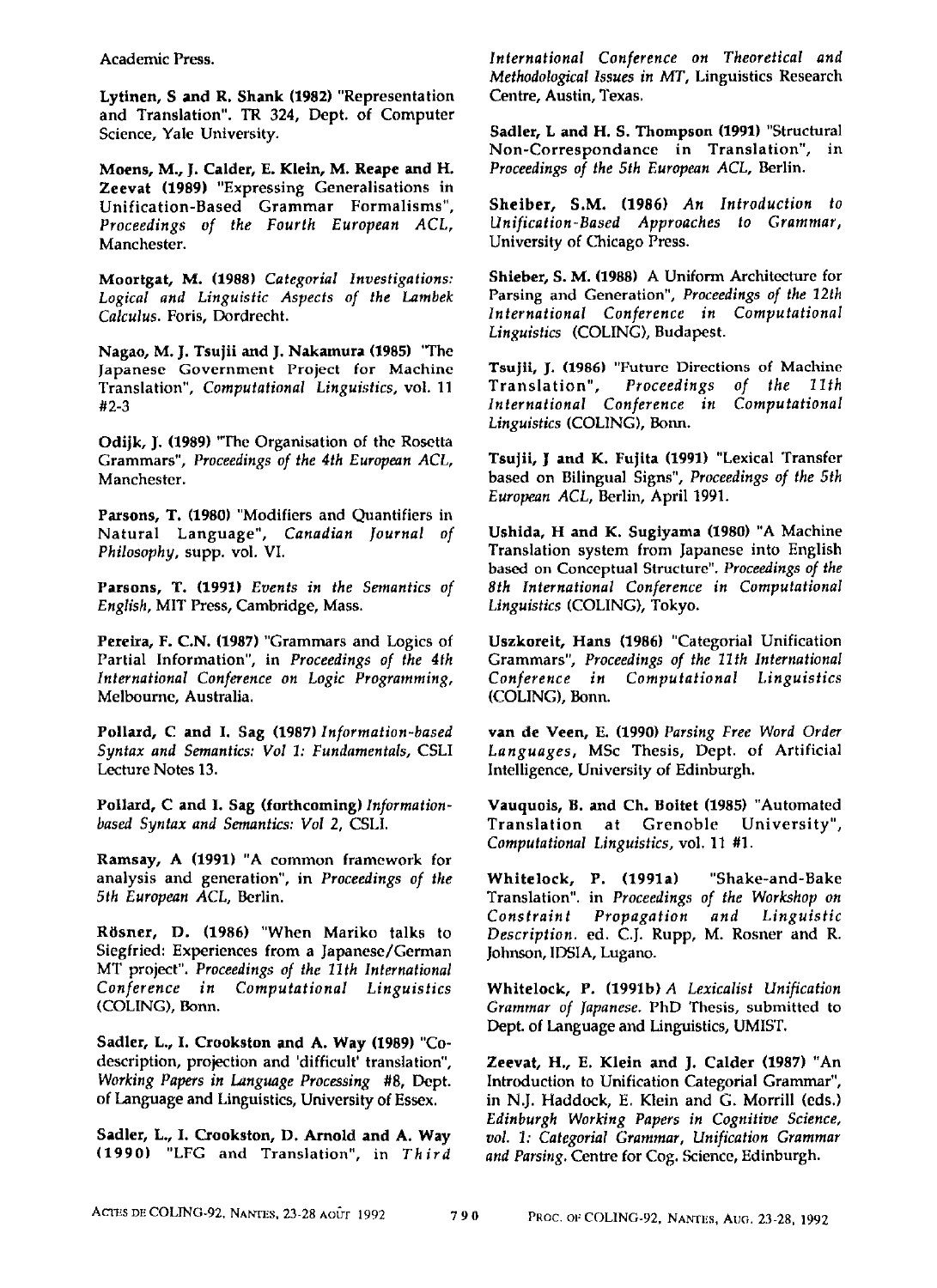Academic Press.

**Lytinen, S and R. Shank (1982)** "Representation and Translation". TR 324, Dept. of Computer Science, Yale University.

**Moens, M., J. Calder, E. Klein, M. Reape and H. Zeevat (1989)** "Expressing Generalisations in Unification-Based Grammar Formalisms", *Proceedings of the Fourth European ACL*, Manchester.

**Moortgat, M. (1988)** *Categorial Investigations: Logical and Linguistic Aspects of the Lambek Calculus*. Foris, Dordrecht.

**Nagao, M. J. Tsujii and J. Nakamura (1985)** "The Japanese Government Project for Machine Translation", *Computational Linguistics*, vol. 11 #2-3

**Odijk, J. (1989)** "The Organisation of the Rosetta Grammars", *Proceedings of the 4th European ACL*, Manchester.

**Parsons, T. (1980)** "Modifiers and Quantifiers in Natural Language", *Canadian Journal of Philosophy*, supp. vol. VI.

**Parsons, T. (1991)** *Events in the Semantics of English*, MIT Press, Cambridge, Mass.

**Pereira, F. C.N. (1987)** "Grammars and Logics of Partial Information", in *Proceedings of the 4th International Conference on Logic Programming*, Melbourne, Australia.

**Pollard, C and I. Sag (1987)** *Information-based Syntax and Semantics: Vol 1: Fundamentals*, CSLI Lecture Notes 13.

**Pollard, C and I. Sag (forthcoming)** *Information-based Syntax and Semantics: Vol 2*, CSLI.

**Ramsay, A (1991)** "A common framework for analysis and generation", in *Proceedings of the 5th European ACL*, Berlin.

**Rösner, D. (1986)** "When Mariko talks to Siegfried: Experiences from a Japanese/German MT project". *Proceedings of the 11th International Conference in Computational Linguistics* (COLING), Bonn.

**Sadler, L., I. Crookston and A. Way (1989)** "Co-description, projection and 'difficult' translation", *Working Papers in Language Processing* #8, Dept. of Language and Linguistics, University of Essex.

**Sadler, L., I. Crookston, D. Arnold and A. Way (1990)** "LFG and Translation", in *Third International Conference on Theoretical and Methodological Issues in MT*, Linguistics Research Centre, Austin, Texas.

**Sadler, L and H. S. Thompson (1991)** "Structural Non-Correspondance in Translation", in *Proceedings of the 5th European ACL*, Berlin.

**Sheiber, S.M. (1986)** *An Introduction to Unification-Based Approaches to Grammar*, University of Chicago Press.

**Shieber, S. M. (1988)** A Uniform Architecture for Parsing and Generation", *Proceedings of the 12th International Conference in Computational Linguistics* (COLING), Budapest.

**Tsujii, J. (1986)** "Future Directions of Machine Translation", *Proceedings of the 11th International Conference in Computational Linguistics* (COLING), Bonn.

**Tsujii, J and K. Fujita (1991)** "Lexical Transfer based on Bilingual Signs", *Proceedings of the 5th European ACL*, Berlin, April 1991.

**Ushida, H and K. Sugiyama (1980)** "A Machine Translation system from Japanese into English based on Conceptual Structure". *Proceedings of the 8th International Conference in Computational Linguistics* (COLING), Tokyo.

**Uszkoreit, Hans (1986)** "Categorial Unification Grammars", *Proceedings of the 11th International Conference in Computational Linguistics* (COLING), Bonn.

**van de Veen, E. (1990)** *Parsing Free Word Order Languages*, MSc Thesis, Dept. of Artificial Intelligence, University of Edinburgh.

**Vauquois, B. and Ch. Boitet (1985)** "Automated Translation at Grenoble University", *Computational Linguistics*, vol. 11 #1.

**Whitelock, P. (1991a)** "Shake-and-Bake Translation". in *Proceedings of the Workshop on Constraint Propagation and Linguistic Description*. ed. C.J. Rupp, M. Rosner and R. Johnson, IDSIA, Lugano.

**Whitelock, P. (1991b)** *A Lexicalist Unification Grammar of Japanese*. PhD Thesis, submitted to Dept. of Language and Linguistics, UMIST.

**Zeevat, H., E. Klein and J. Calder (1987)** "An Introduction to Unification Categorial Grammar", in N.J. Haddock, E. Klein and G. Morrill (eds.) *Edinburgh Working Papers in Cognitive Science, vol. 1: Categorial Grammar, Unification Grammar and Parsing*. Centre for Cog. Science, Edinburgh.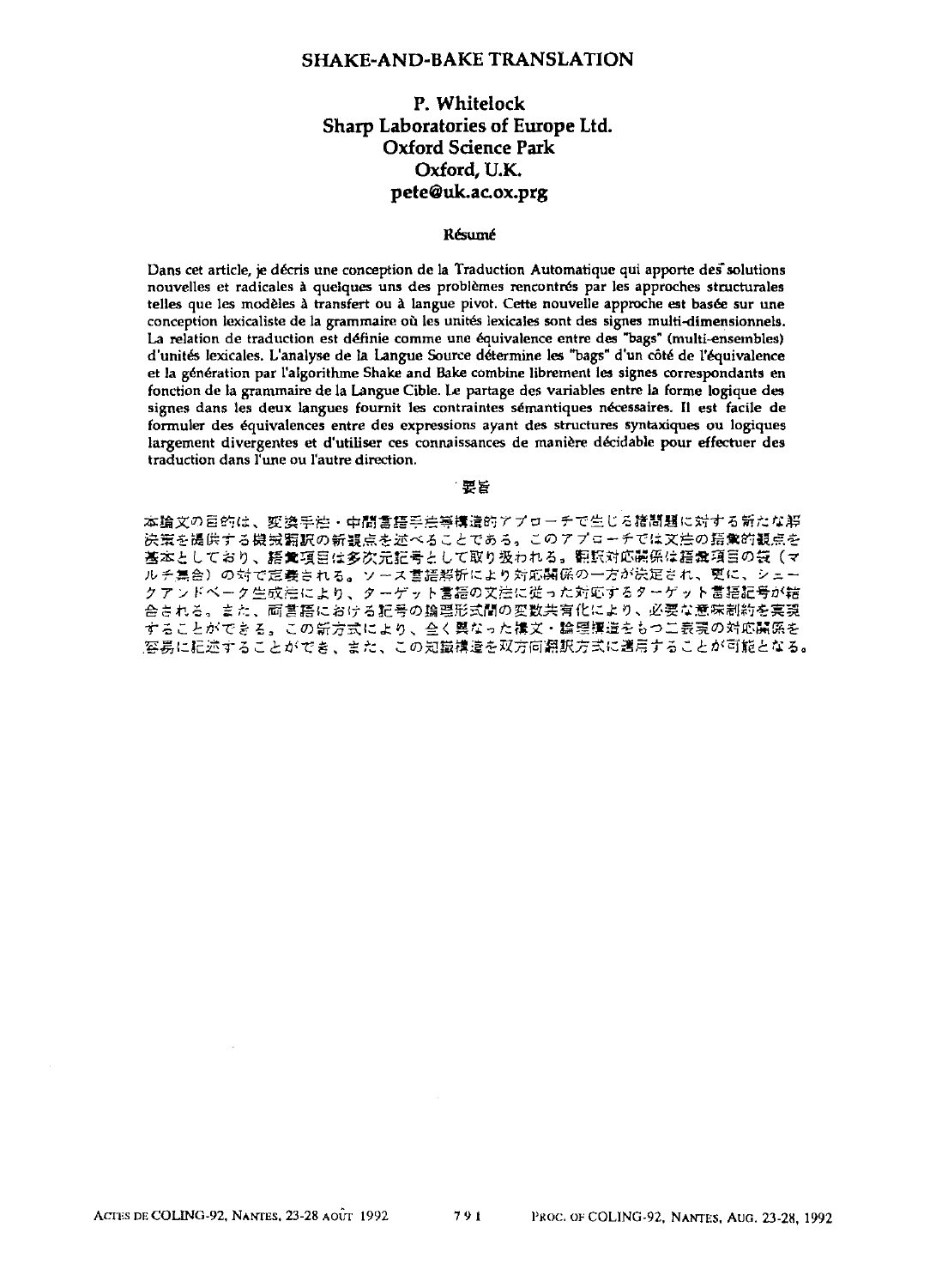# SHAKE-AND-BAKE TRANSLATION

**P. Whitelock**
**Sharp Laboratories of Europe Ltd.**
**Oxford Science Park**
**Oxford, U.K.**
**pete@uk.ac.ox.prg**

### Résumé

Dans cet article, je décris une conception de la Traduction Automatique qui apporte des solutions nouvelles et radicales à quelques uns des problèmes rencontrés par les approches structurales telles que les modèles à transfert ou à langue pivot. Cette nouvelle approche est basée sur une conception lexicaliste de la grammaire où les unités lexicales sont des signes multi-dimensionnels. La relation de traduction est définie comme une équivalence entre des "bags" (multi-ensembles) d'unités lexicales. L'analyse de la Langue Source détermine les "bags" d'un côté de l'équivalence et la génération par l'algorithme Shake and Bake combine librement les signes correspondants en fonction de la grammaire de la Langue Cible. Le partage des variables entre la forme logique des signes dans les deux langues fournit les contraintes sémantiques nécessaires. Il est facile de formuler des équivalences entre des expressions ayant des structures syntaxiques ou logiques largement divergentes et d'utiliser ces connaissances de manière décidable pour effectuer des traduction dans l'une ou l'autre direction.

### 要旨

本論文の目的は、変換手法・中間言語手法等構造的アプローチで生じる諸問題に対する新たな解決策を提供する機械翻訳の新観点を述べることである。このアプローチでは文法の語彙的観点を基本としており、語彙項目は多次元記号として取り扱われる。翻訳対応関係は語彙項目の袋（マルチ集合）の対で定義される。ソース言語解析により対応関係の一方が決定され、更に、シェークアンドベーク生成法により、ターゲット言語の文法に従った対応するターゲット言語記号が結合される。また、両言語における記号の論理形式間の変数共有化により、必要な意味制約を実現することができる。この新方式により、全く異なった構文・論理構造をもつ二表現の対応関係を容易に記述することができ、また、この知識構造を双方向翻訳方式に運用することが可能となる。